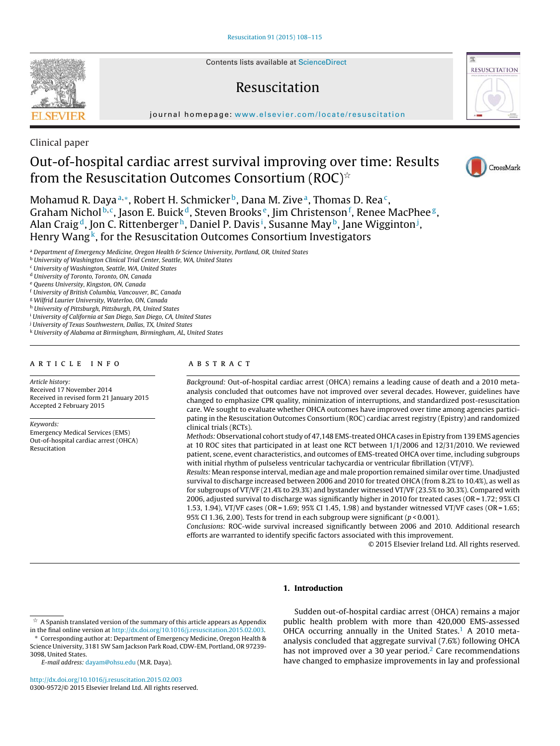Clinical paper

# Out-of-hospital cardiac arrest survival improving over time: Results from the Resuscitation Outcomes Consortium (ROC)☆

Mohamud R. Daya[a,*], Robert H. Schmicker[b], Dana M. Zive[a], Thomas D. Rea[c], Graham Nichol[b,c], Jason E. Buick[d], Steven Brooks[e], Jim Christenson[f], Renee MacPhee[g], Alan Craig[d], Jon C. Rittenberger[h], Daniel P. Davis[i], Susanne May[b], Jane Wigginton[j], Henry Wang[k], for the Resuscitation Outcomes Consortium Investigators

[a] Department of Emergency Medicine, Oregon Health & Science University, Portland, OR, United States
[b] University of Washington Clinical Trial Center, Seattle, WA, United States
[c] University of Washington, Seattle, WA, United States
[d] University of Toronto, Toronto, ON, Canada
[e] Queens University, Kingston, ON, Canada
[f] University of British Columbia, Vancouver, BC, Canada
[g] Wilfrid Laurier University, Waterloo, ON, Canada
[h] University of Pittsburgh, Pittsburgh, PA, United States
[i] University of California at San Diego, San Diego, CA, United States
[j] University of Texas Southwestern, Dallas, TX, United States
[k] University of Alabama at Birmingham, Birmingham, AL, United States

## ARTICLE INFO

*Article history:*
Received 17 November 2014
Received in revised form 21 January 2015
Accepted 2 February 2015

*Keywords:*
Emergency Medical Services (EMS)
Out-of-hospital cardiac arrest (OHCA)
Resuscitation

## ABSTRACT

*Background:* Out-of-hospital cardiac arrest (OHCA) remains a leading cause of death and a 2010 meta-analysis concluded that outcomes have not improved over several decades. However, guidelines have changed to emphasize CPR quality, minimization of interruptions, and standardized post-resuscitation care. We sought to evaluate whether OHCA outcomes have improved over time among agencies participating in the Resuscitation Outcomes Consortium (ROC) cardiac arrest registry (Epistry) and randomized clinical trials (RCTs).

*Methods:* Observational cohort study of 47,148 EMS-treated OHCA cases in Epistry from 139 EMS agencies at 10 ROC sites that participated in at least one RCT between 1/1/2006 and 12/31/2010. We reviewed patient, scene, event characteristics, and outcomes of EMS-treated OHCA over time, including subgroups with initial rhythm of pulseless ventricular tachycardia or ventricular fibrillation (VT/VF).

*Results:* Mean response interval, median age and male proportion remained similar over time. Unadjusted survival to discharge increased between 2006 and 2010 for treated OHCA (from 8.2% to 10.4%), as well as for subgroups of VT/VF (21.4% to 29.3%) and bystander witnessed VT/VF (23.5% to 30.3%). Compared with 2006, adjusted survival to discharge was significantly higher in 2010 for treated cases (OR = 1.72; 95% CI 1.53, 1.94), VT/VF cases (OR = 1.69; 95% CI 1.45, 1.98) and bystander witnessed VT/VF cases (OR = 1.65; 95% CI 1.36, 2.00). Tests for trend in each subgroup were significant ($p < 0.001$).

*Conclusions:* ROC-wide survival increased significantly between 2006 and 2010. Additional research efforts are warranted to identify specific factors associated with this improvement.

© 2015 Elsevier Ireland Ltd. All rights reserved.

## 1. Introduction

Sudden out-of-hospital cardiac arrest (OHCA) remains a major public health problem with more than 420,000 EMS-assessed OHCA occurring annually in the United States.[1] A 2010 meta-analysis concluded that aggregate survival (7.6%) following OHCA has not improved over a 30 year period.[2] Care recommendations have changed to emphasize improvements in lay and professional

☆ A Spanish translated version of the summary of this article appears as Appendix in the final online version at http://dx.doi.org/10.1016/j.resuscitation.2015.02.003.

\* Corresponding author at: Department of Emergency Medicine, Oregon Health & Science University, 3181 SW Sam Jackson Park Road, CDW-EM, Portland, OR 97239-3098, United States.

*E-mail address:* dayam@ohsu.edu (M.R. Daya).

http://dx.doi.org/10.1016/j.resuscitation.2015.02.003
0300-9572/© 2015 Elsevier Ireland Ltd. All rights reserved.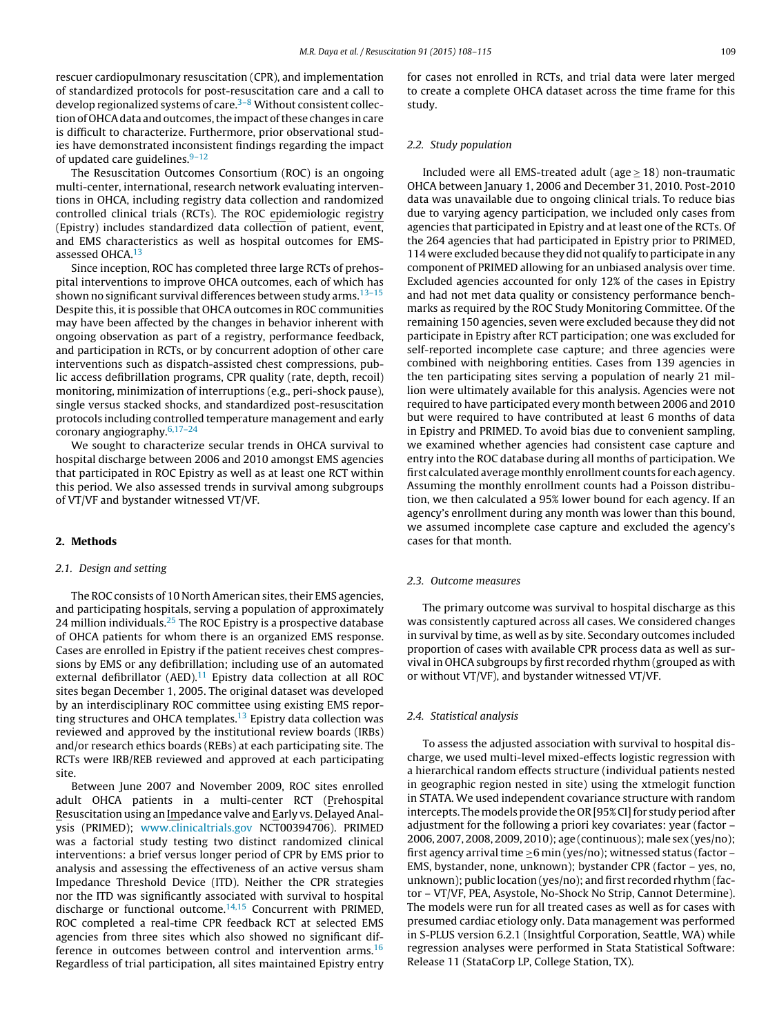rescuer cardiopulmonary resuscitation (CPR), and implementation of standardized protocols for post-resuscitation care and a call to develop regionalized systems of care.[3–8] Without consistent collection of OHCA data and outcomes, the impact of these changes in care is difficult to characterize. Furthermore, prior observational studies have demonstrated inconsistent findings regarding the impact of updated care guidelines.[9–12]

The Resuscitation Outcomes Consortium (ROC) is an ongoing multi-center, international, research network evaluating interventions in OHCA, including registry data collection and randomized controlled clinical trials (RCTs). The ROC epidemiologic registry (Epistry) includes standardized data collection of patient, event, and EMS characteristics as well as hospital outcomes for EMS-assessed OHCA.[13]

Since inception, ROC has completed three large RCTs of prehospital interventions to improve OHCA outcomes, each of which has shown no significant survival differences between study arms.[13–15] Despite this, it is possible that OHCA outcomes in ROC communities may have been affected by the changes in behavior inherent with ongoing observation as part of a registry, performance feedback, and participation in RCTs, or by concurrent adoption of other care interventions such as dispatch-assisted chest compressions, public access defibrillation programs, CPR quality (rate, depth, recoil) monitoring, minimization of interruptions (e.g., peri-shock pause), single versus stacked shocks, and standardized post-resuscitation protocols including controlled temperature management and early coronary angiography.[6,17–24]

We sought to characterize secular trends in OHCA survival to hospital discharge between 2006 and 2010 amongst EMS agencies that participated in ROC Epistry as well as at least one RCT within this period. We also assessed trends in survival among subgroups of VT/VF and bystander witnessed VT/VF.

## 2. Methods

### 2.1. Design and setting

The ROC consists of 10 North American sites, their EMS agencies, and participating hospitals, serving a population of approximately 24 million individuals.[25] The ROC Epistry is a prospective database of OHCA patients for whom there is an organized EMS response. Cases are enrolled in Epistry if the patient receives chest compressions by EMS or any defibrillation; including use of an automated external defibrillator (AED).[11] Epistry data collection at all ROC sites began December 1, 2005. The original dataset was developed by an interdisciplinary ROC committee using existing EMS reporting structures and OHCA templates.[13] Epistry data collection was reviewed and approved by the institutional review boards (IRBs) and/or research ethics boards (REBs) at each participating site. The RCTs were IRB/REB reviewed and approved at each participating site.

Between June 2007 and November 2009, ROC sites enrolled adult OHCA patients in a multi-center RCT (Prehospital Resuscitation using an Impedance valve and Early vs. Delayed Analysis (PRIMED); www.clinicaltrials.gov NCT00394706). PRIMED was a factorial study testing two distinct randomized clinical interventions: a brief versus longer period of CPR by EMS prior to analysis and assessing the effectiveness of an active versus sham Impedance Threshold Device (ITD). Neither the CPR strategies nor the ITD was significantly associated with survival to hospital discharge or functional outcome.[14,15] Concurrent with PRIMED, ROC completed a real-time CPR feedback RCT at selected EMS agencies from three sites which also showed no significant difference in outcomes between control and intervention arms.[16] Regardless of trial participation, all sites maintained Epistry entry for cases not enrolled in RCTs, and trial data were later merged to create a complete OHCA dataset across the time frame for this study.

### 2.2. Study population

Included were all EMS-treated adult (age ≥ 18) non-traumatic OHCA between January 1, 2006 and December 31, 2010. Post-2010 data was unavailable due to ongoing clinical trials. To reduce bias due to varying agency participation, we included only cases from agencies that participated in Epistry and at least one of the RCTs. Of the 264 agencies that had participated in Epistry prior to PRIMED, 114 were excluded because they did not qualify to participate in any component of PRIMED allowing for an unbiased analysis over time. Excluded agencies accounted for only 12% of the cases in Epistry and had not met data quality or consistency performance benchmarks as required by the ROC Study Monitoring Committee. Of the remaining 150 agencies, seven were excluded because they did not participate in Epistry after RCT participation; one was excluded for self-reported incomplete case capture; and three agencies were combined with neighboring entities. Cases from 139 agencies in the ten participating sites serving a population of nearly 21 million were ultimately available for this analysis. Agencies were not required to have participated every month between 2006 and 2010 but were required to have contributed at least 6 months of data in Epistry and PRIMED. To avoid bias due to convenient sampling, we examined whether agencies had consistent case capture and entry into the ROC database during all months of participation. We first calculated average monthly enrollment counts for each agency. Assuming the monthly enrollment counts had a Poisson distribution, we then calculated a 95% lower bound for each agency. If an agency's enrollment during any month was lower than this bound, we assumed incomplete case capture and excluded the agency's cases for that month.

### 2.3. Outcome measures

The primary outcome was survival to hospital discharge as this was consistently captured across all cases. We considered changes in survival by time, as well as by site. Secondary outcomes included proportion of cases with available CPR process data as well as survival in OHCA subgroups by first recorded rhythm (grouped as with or without VT/VF), and bystander witnessed VT/VF.

### 2.4. Statistical analysis

To assess the adjusted association with survival to hospital discharge, we used multi-level mixed-effects logistic regression with a hierarchical random effects structure (individual patients nested in geographic region nested in site) using the xtmelogit function in STATA. We used independent covariance structure with random intercepts. The models provide the OR [95% CI] for study period after adjustment for the following a priori key covariates: year (factor – 2006, 2007, 2008, 2009, 2010); age (continuous); male sex (yes/no); first agency arrival time ≥6 min (yes/no); witnessed status (factor – EMS, bystander, none, unknown); bystander CPR (factor – yes, no, unknown); public location (yes/no); and first recorded rhythm (factor – VT/VF, PEA, Asystole, No-Shock No Strip, Cannot Determine). The models were run for all treated cases as well as for cases with presumed cardiac etiology only. Data management was performed in S-PLUS version 6.2.1 (Insightful Corporation, Seattle, WA) while regression analyses were performed in Stata Statistical Software: Release 11 (StataCorp LP, College Station, TX).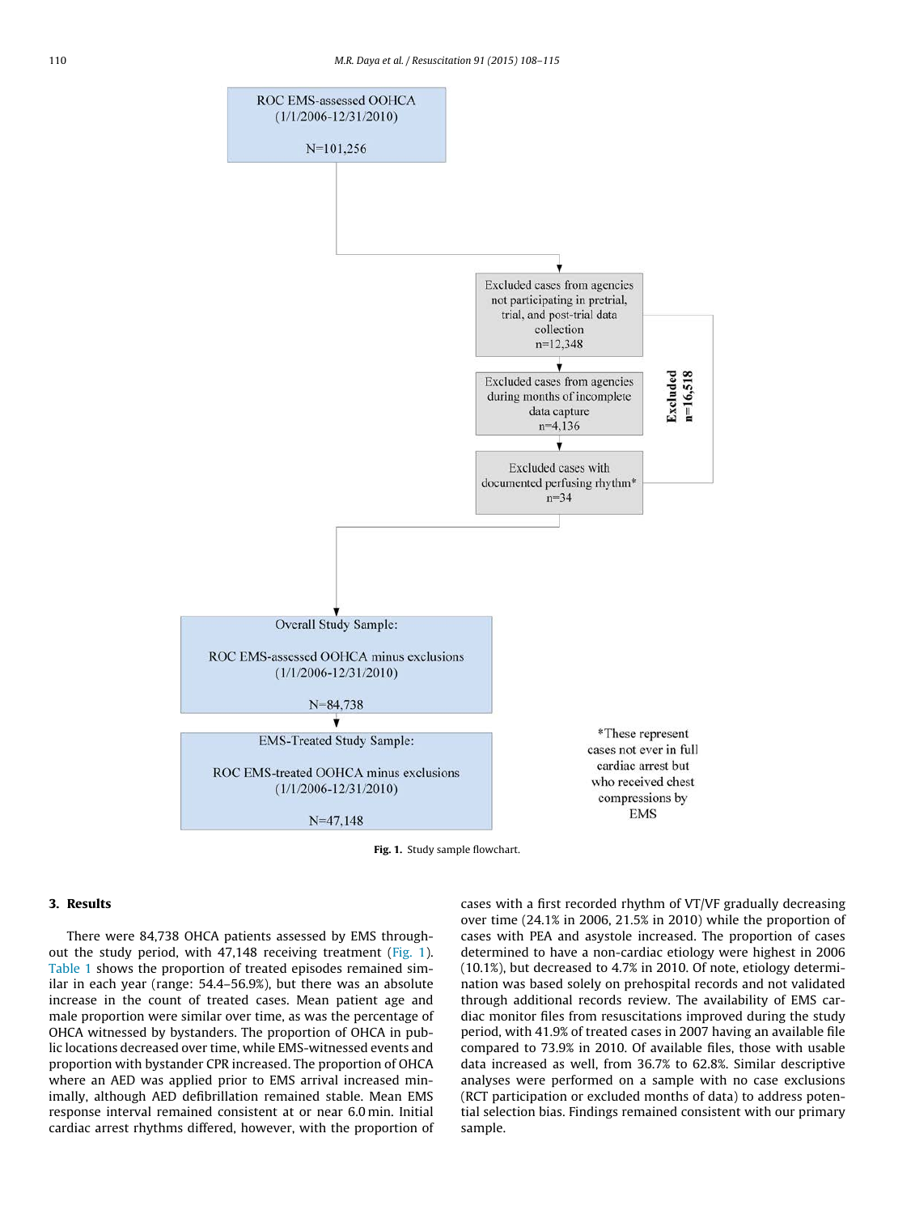ROC EMS-assessed OOHCA (1/1/2006-12/31/2010)

N=101,256

Excluded cases from agencies not participating in pretrial, trial, and post-trial data collection n=12,348

Excluded cases from agencies during months of incomplete data capture n=4,136

Excluded cases with documented perfusing rhythm* n=34

Excluded n=16,518

Overall Study Sample:

ROC EMS-assessed OOHCA minus exclusions (1/1/2006-12/31/2010)

N=84,738

EMS-Treated Study Sample:

ROC EMS-treated OOHCA minus exclusions (1/1/2006-12/31/2010)

N=47,148

*These represent cases not ever in full cardiac arrest but who received chest compressions by EMS

**Fig. 1.** Study sample flowchart.

## 3. Results

There were 84,738 OHCA patients assessed by EMS throughout the study period, with 47,148 receiving treatment (Fig. 1). Table 1 shows the proportion of treated episodes remained similar in each year (range: 54.4–56.9%), but there was an absolute increase in the count of treated cases. Mean patient age and male proportion were similar over time, as was the percentage of OHCA witnessed by bystanders. The proportion of OHCA in public locations decreased over time, while EMS-witnessed events and proportion with bystander CPR increased. The proportion of OHCA where an AED was applied prior to EMS arrival increased minimally, although AED defibrillation remained stable. Mean EMS response interval remained consistent at or near 6.0 min. Initial cardiac arrest rhythms differed, however, with the proportion of cases with a first recorded rhythm of VT/VF gradually decreasing over time (24.1% in 2006, 21.5% in 2010) while the proportion of cases with PEA and asystole increased. The proportion of cases determined to have a non-cardiac etiology were highest in 2006 (10.1%), but decreased to 4.7% in 2010. Of note, etiology determination was based solely on prehospital records and not validated through additional records review. The availability of EMS cardiac monitor files from resuscitations improved during the study period, with 41.9% of treated cases in 2007 having an available file compared to 73.9% in 2010. Of available files, those with usable data increased as well, from 36.7% to 62.8%. Similar descriptive analyses were performed on a sample with no case exclusions (RCT participation or excluded months of data) to address potential selection bias. Findings remained consistent with our primary sample.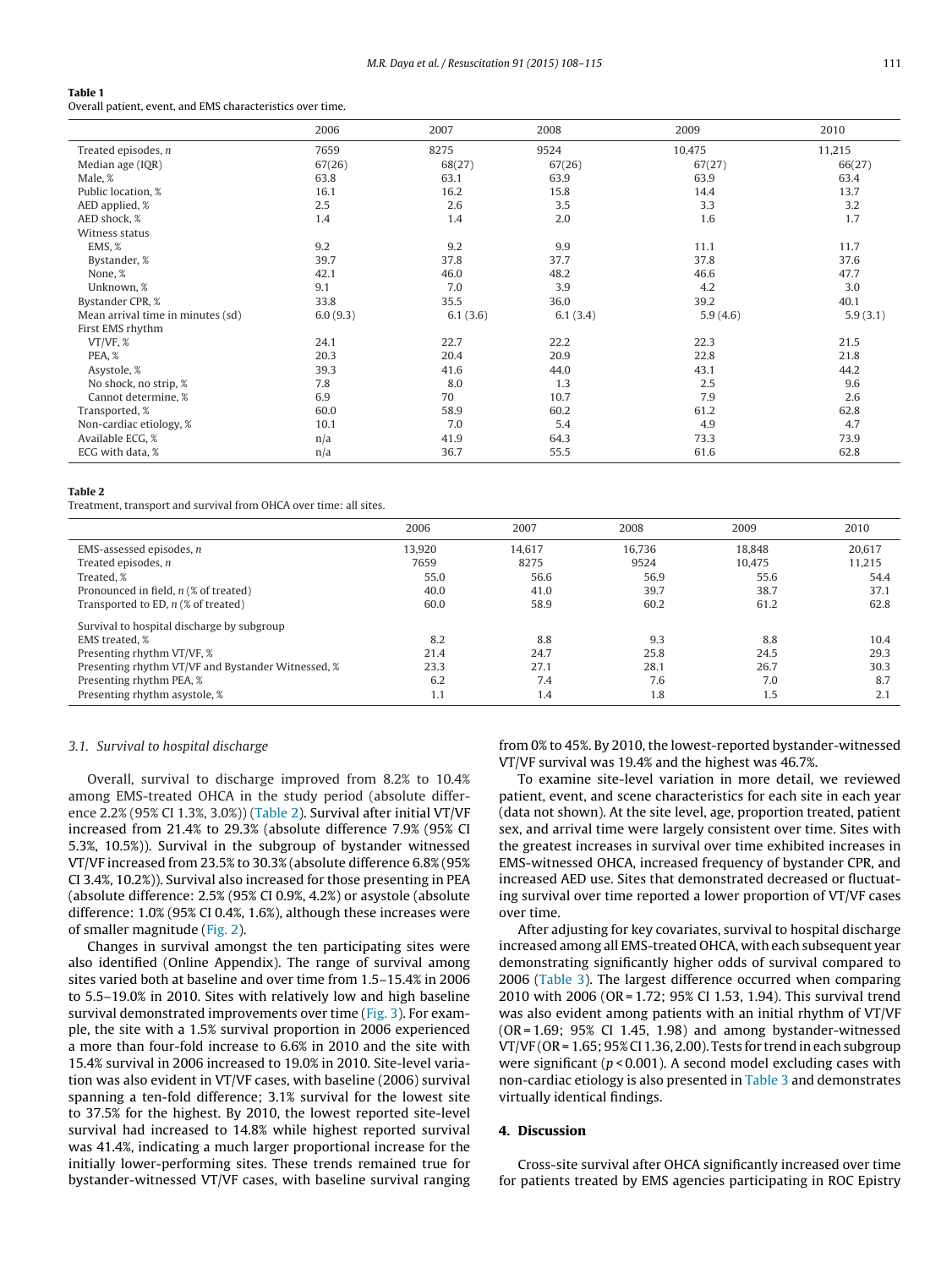**Table 1**
Overall patient, event, and EMS characteristics over time.

| | 2006 | 2007 | 2008 | 2009 | 2010 |
|---|---|---|---|---|---|
| Treated episodes, *n* | 7659 | 8275 | 9524 | 10,475 | 11,215 |
| Median age (IQR) | 67(26) | 68(27) | 67(26) | 67(27) | 66(27) |
| Male, % | 63.8 | 63.1 | 63.9 | 63.9 | 63.4 |
| Public location, % | 16.1 | 16.2 | 15.8 | 14.4 | 13.7 |
| AED applied, % | 2.5 | 2.6 | 3.5 | 3.3 | 3.2 |
| AED shock, % | 1.4 | 1.4 | 2.0 | 1.6 | 1.7 |
| Witness status | | | | | |
| EMS, % | 9.2 | 9.2 | 9.9 | 11.1 | 11.7 |
| Bystander, % | 39.7 | 37.8 | 37.7 | 37.8 | 37.6 |
| None, % | 42.1 | 46.0 | 48.2 | 46.6 | 47.7 |
| Unknown, % | 9.1 | 7.0 | 3.9 | 4.2 | 3.0 |
| Bystander CPR, % | 33.8 | 35.5 | 36.0 | 39.2 | 40.1 |
| Mean arrival time in minutes (sd) | 6.0 (9.3) | 6.1 (3.6) | 6.1 (3.4) | 5.9 (4.6) | 5.9 (3.1) |
| First EMS rhythm | | | | | |
| VT/VF, % | 24.1 | 22.7 | 22.2 | 22.3 | 21.5 |
| PEA, % | 20.3 | 20.4 | 20.9 | 22.8 | 21.8 |
| Asystole, % | 39.3 | 41.6 | 44.0 | 43.1 | 44.2 |
| No shock, no strip, % | 7.8 | 8.0 | 1.3 | 2.5 | 9.6 |
| Cannot determine, % | 6.9 | 70 | 10.7 | 7.9 | 2.6 |
| Transported, % | 60.0 | 58.9 | 60.2 | 61.2 | 62.8 |
| Non-cardiac etiology, % | 10.1 | 7.0 | 5.4 | 4.9 | 4.7 |
| Available ECG, % | n/a | 41.9 | 64.3 | 73.3 | 73.9 |
| ECG with data, % | n/a | 36.7 | 55.5 | 61.6 | 62.8 |

**Table 2**
Treatment, transport and survival from OHCA over time: all sites.

| | 2006 | 2007 | 2008 | 2009 | 2010 |
|---|---|---|---|---|---|
| EMS-assessed episodes, *n* | 13,920 | 14,617 | 16,736 | 18,848 | 20,617 |
| Treated episodes, *n* | 7659 | 8275 | 9524 | 10,475 | 11,215 |
| Treated, % | 55.0 | 56.6 | 56.9 | 55.6 | 54.4 |
| Pronounced in field, *n* (% of treated) | 40.0 | 41.0 | 39.7 | 38.7 | 37.1 |
| Transported to ED, *n* (% of treated) | 60.0 | 58.9 | 60.2 | 61.2 | 62.8 |
| Survival to hospital discharge by subgroup | | | | | |
| EMS treated, % | 8.2 | 8.8 | 9.3 | 8.8 | 10.4 |
| Presenting rhythm VT/VF, % | 21.4 | 24.7 | 25.8 | 24.5 | 29.3 |
| Presenting rhythm VT/VF and Bystander Witnessed, % | 23.3 | 27.1 | 28.1 | 26.7 | 30.3 |
| Presenting rhythm PEA, % | 6.2 | 7.4 | 7.6 | 7.0 | 8.7 |
| Presenting rhythm asystole, % | 1.1 | 1.4 | 1.8 | 1.5 | 2.1 |

### 3.1. Survival to hospital discharge

Overall, survival to discharge improved from 8.2% to 10.4% among EMS-treated OHCA in the study period (absolute difference 2.2% (95% CI 1.3%, 3.0%)) (Table 2). Survival after initial VT/VF increased from 21.4% to 29.3% (absolute difference 7.9% (95% CI 5.3%, 10.5%)). Survival in the subgroup of bystander witnessed VT/VF increased from 23.5% to 30.3% (absolute difference 6.8% (95% CI 3.4%, 10.2%)). Survival also increased for those presenting in PEA (absolute difference: 2.5% (95% CI 0.9%, 4.2%) or asystole (absolute difference: 1.0% (95% CI 0.4%, 1.6%), although these increases were of smaller magnitude (Fig. 2).

Changes in survival amongst the ten participating sites were also identified (Online Appendix). The range of survival among sites varied both at baseline and over time from 1.5–15.4% in 2006 to 5.5–19.0% in 2010. Sites with relatively low and high baseline survival demonstrated improvements over time (Fig. 3). For example, the site with a 1.5% survival proportion in 2006 experienced a more than four-fold increase to 6.6% in 2010 and the site with 15.4% survival in 2006 increased to 19.0% in 2010. Site-level variation was also evident in VT/VF cases, with baseline (2006) survival spanning a ten-fold difference; 3.1% survival for the lowest site to 37.5% for the highest. By 2010, the lowest reported site-level survival had increased to 14.8% while highest reported survival was 41.4%, indicating a much larger proportional increase for the initially lower-performing sites. These trends remained true for bystander-witnessed VT/VF cases, with baseline survival ranging from 0% to 45%. By 2010, the lowest-reported bystander-witnessed VT/VF survival was 19.4% and the highest was 46.7%.

To examine site-level variation in more detail, we reviewed patient, event, and scene characteristics for each site in each year (data not shown). At the site level, age, proportion treated, patient sex, and arrival time were largely consistent over time. Sites with the greatest increases in survival over time exhibited increases in EMS-witnessed OHCA, increased frequency of bystander CPR, and increased AED use. Sites that demonstrated decreased or fluctuating survival over time reported a lower proportion of VT/VF cases over time.

After adjusting for key covariates, survival to hospital discharge increased among all EMS-treated OHCA, with each subsequent year demonstrating significantly higher odds of survival compared to 2006 (Table 3). The largest difference occurred when comparing 2010 with 2006 (OR = 1.72; 95% CI 1.53, 1.94). This survival trend was also evident among patients with an initial rhythm of VT/VF (OR = 1.69; 95% CI 1.45, 1.98) and among bystander-witnessed VT/VF (OR = 1.65; 95% CI 1.36, 2.00). Tests for trend in each subgroup were significant ($p < 0.001$). A second model excluding cases with non-cardiac etiology is also presented in Table 3 and demonstrates virtually identical findings.

## 4. Discussion

Cross-site survival after OHCA significantly increased over time for patients treated by EMS agencies participating in ROC Epistry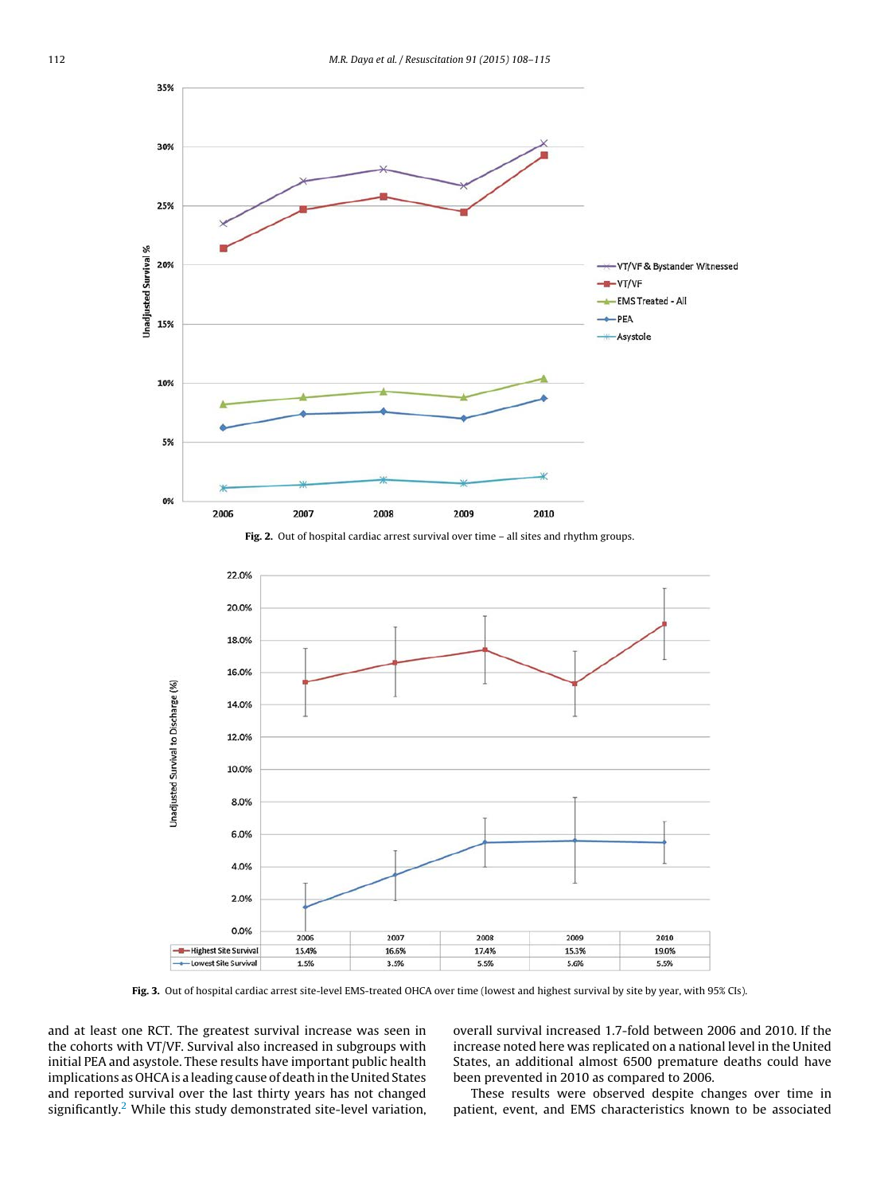Fig. 2. Out of hospital cardiac arrest survival over time – all sites and rhythm groups.

| | 2006 | 2007 | 2008 | 2009 | 2010 |
|---|---|---|---|---|---|
| Highest Site Survival | 15.4% | 16.6% | 17.4% | 15.3% | 19.0% |
| Lowest Site Survival | 1.5% | 3.5% | 5.5% | 5.6% | 5.5% |

Fig. 3. Out of hospital cardiac arrest site-level EMS-treated OHCA over time (lowest and highest survival by site by year, with 95% CIs).

and at least one RCT. The greatest survival increase was seen in the cohorts with VT/VF. Survival also increased in subgroups with initial PEA and asystole. These results have important public health implications as OHCA is a leading cause of death in the United States and reported survival over the last thirty years has not changed significantly.[2] While this study demonstrated site-level variation, overall survival increased 1.7-fold between 2006 and 2010. If the increase noted here was replicated on a national level in the United States, an additional almost 6500 premature deaths could have been prevented in 2010 as compared to 2006.

These results were observed despite changes over time in patient, event, and EMS characteristics known to be associated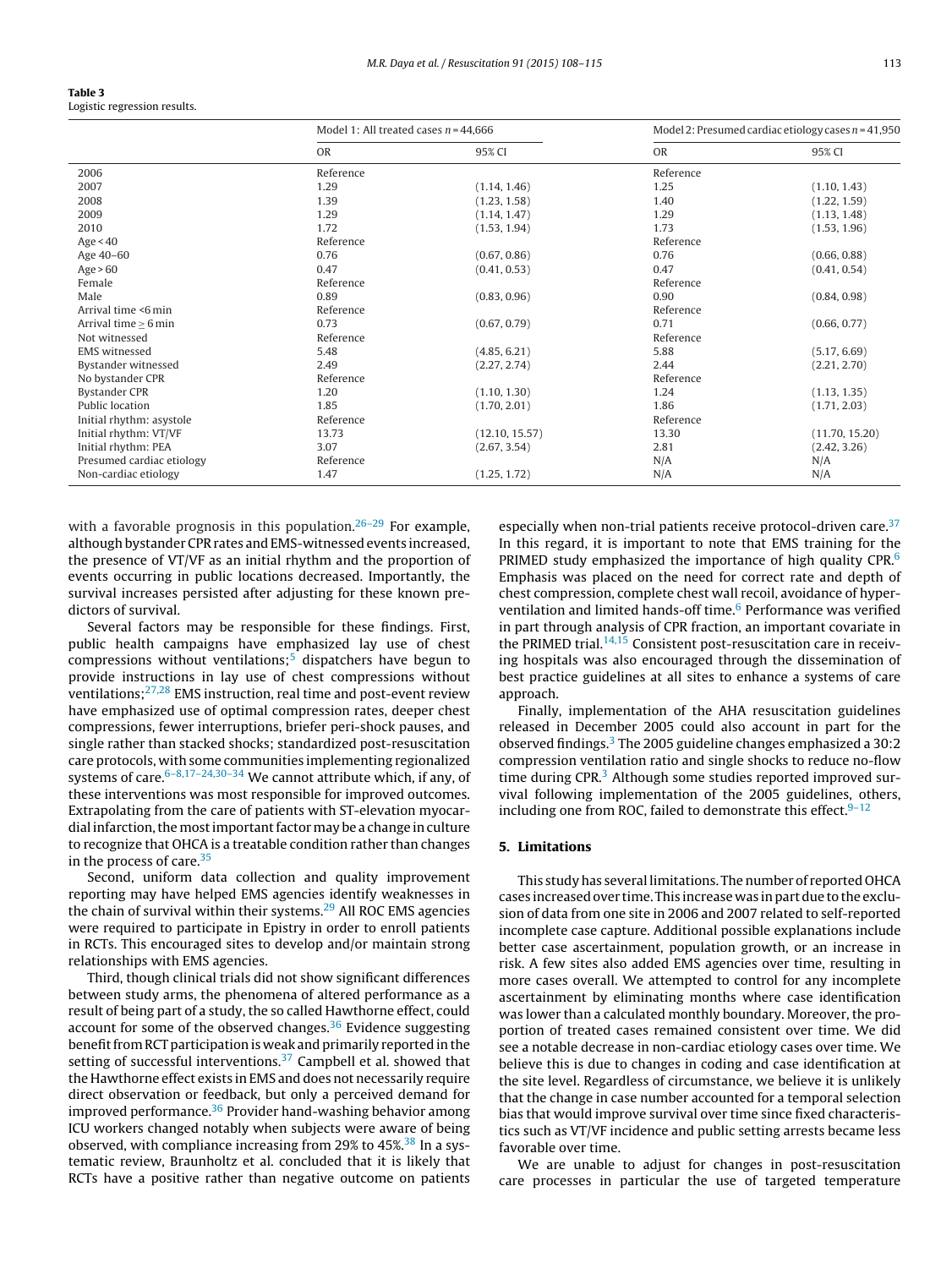**Table 3**
Logistic regression results.

| | Model 1: All treated cases n = 44,666 | | Model 2: Presumed cardiac etiology cases n = 41,950 | |
|---|---|---|---|---|
| | OR | 95% CI | OR | 95% CI |
| 2006 | Reference | | Reference | |
| 2007 | 1.29 | (1.14, 1.46) | 1.25 | (1.10, 1.43) |
| 2008 | 1.39 | (1.23, 1.58) | 1.40 | (1.22, 1.59) |
| 2009 | 1.29 | (1.14, 1.47) | 1.29 | (1.13, 1.48) |
| 2010 | 1.72 | (1.53, 1.94) | 1.73 | (1.53, 1.96) |
| Age < 40 | Reference | | Reference | |
| Age 40–60 | 0.76 | (0.67, 0.86) | 0.76 | (0.66, 0.88) |
| Age > 60 | 0.47 | (0.41, 0.53) | 0.47 | (0.41, 0.54) |
| Female | Reference | | Reference | |
| Male | 0.89 | (0.83, 0.96) | 0.90 | (0.84, 0.98) |
| Arrival time <6 min | Reference | | Reference | |
| Arrival time ≥ 6 min | 0.73 | (0.67, 0.79) | 0.71 | (0.66, 0.77) |
| Not witnessed | Reference | | Reference | |
| EMS witnessed | 5.48 | (4.85, 6.21) | 5.88 | (5.17, 6.69) |
| Bystander witnessed | 2.49 | (2.27, 2.74) | 2.44 | (2.21, 2.70) |
| No bystander CPR | Reference | | Reference | |
| Bystander CPR | 1.20 | (1.10, 1.30) | 1.24 | (1.13, 1.35) |
| Public location | 1.85 | (1.70, 2.01) | 1.86 | (1.71, 2.03) |
| Initial rhythm: asystole | Reference | | Reference | |
| Initial rhythm: VT/VF | 13.73 | (12.10, 15.57) | 13.30 | (11.70, 15.20) |
| Initial rhythm: PEA | 3.07 | (2.67, 3.54) | 2.81 | (2.42, 3.26) |
| Presumed cardiac etiology | Reference | | N/A | N/A |
| Non-cardiac etiology | 1.47 | (1.25, 1.72) | N/A | N/A |

with a favorable prognosis in this population.[26–29] For example, although bystander CPR rates and EMS-witnessed events increased, the presence of VT/VF as an initial rhythm and the proportion of events occurring in public locations decreased. Importantly, the survival increases persisted after adjusting for these known predictors of survival.

Several factors may be responsible for these findings. First, public health campaigns have emphasized lay use of chest compressions without ventilations;[5] dispatchers have begun to provide instructions in lay use of chest compressions without ventilations;[27,28] EMS instruction, real time and post-event review have emphasized use of optimal compression rates, deeper chest compressions, fewer interruptions, briefer peri-shock pauses, and single rather than stacked shocks; standardized post-resuscitation care protocols, with some communities implementing regionalized systems of care.[6–8,17–24,30–34] We cannot attribute which, if any, of these interventions was most responsible for improved outcomes. Extrapolating from the care of patients with ST-elevation myocardial infarction, the most important factor may be a change in culture to recognize that OHCA is a treatable condition rather than changes in the process of care.[35]

Second, uniform data collection and quality improvement reporting may have helped EMS agencies identify weaknesses in the chain of survival within their systems.[29] All ROC EMS agencies were required to participate in Epistry in order to enroll patients in RCTs. This encouraged sites to develop and/or maintain strong relationships with EMS agencies.

Third, though clinical trials did not show significant differences between study arms, the phenomena of altered performance as a result of being part of a study, the so called Hawthorne effect, could account for some of the observed changes.[36] Evidence suggesting benefit from RCT participation is weak and primarily reported in the setting of successful interventions.[37] Campbell et al. showed that the Hawthorne effect exists in EMS and does not necessarily require direct observation or feedback, but only a perceived demand for improved performance.[36] Provider hand-washing behavior among ICU workers changed notably when subjects were aware of being observed, with compliance increasing from 29% to 45%.[38] In a systematic review, Braunholtz et al. concluded that it is likely that RCTs have a positive rather than negative outcome on patients especially when non-trial patients receive protocol-driven care.[37] In this regard, it is important to note that EMS training for the PRIMED study emphasized the importance of high quality CPR.[6] Emphasis was placed on the need for correct rate and depth of chest compression, complete chest wall recoil, avoidance of hyperventilation and limited hands-off time.[6] Performance was verified in part through analysis of CPR fraction, an important covariate in the PRIMED trial.[14,15] Consistent post-resuscitation care in receiving hospitals was also encouraged through the dissemination of best practice guidelines at all sites to enhance a systems of care approach.

Finally, implementation of the AHA resuscitation guidelines released in December 2005 could also account in part for the observed findings.[3] The 2005 guideline changes emphasized a 30:2 compression ventilation ratio and single shocks to reduce no-flow time during CPR.[3] Although some studies reported improved survival following implementation of the 2005 guidelines, others, including one from ROC, failed to demonstrate this effect.[9–12]

## 5. Limitations

This study has several limitations. The number of reported OHCA cases increased over time. This increase was in part due to the exclusion of data from one site in 2006 and 2007 related to self-reported incomplete case capture. Additional possible explanations include better case ascertainment, population growth, or an increase in risk. A few sites also added EMS agencies over time, resulting in more cases overall. We attempted to control for any incomplete ascertainment by eliminating months where case identification was lower than a calculated monthly boundary. Moreover, the proportion of treated cases remained consistent over time. We did see a notable decrease in non-cardiac etiology cases over time. We believe this is due to changes in coding and case identification at the site level. Regardless of circumstance, we believe it is unlikely that the change in case number accounted for a temporal selection bias that would improve survival over time since fixed characteristics such as VT/VF incidence and public setting arrests became less favorable over time.

We are unable to adjust for changes in post-resuscitation care processes in particular the use of targeted temperature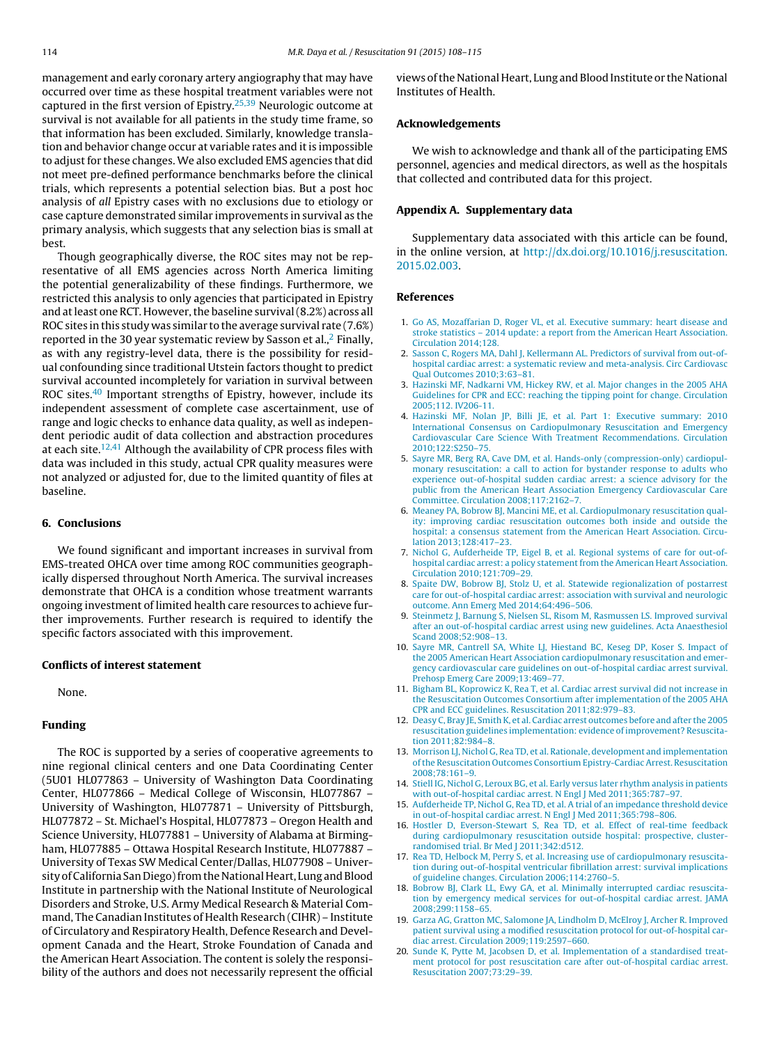management and early coronary artery angiography that may have occurred over time as these hospital treatment variables were not captured in the first version of Epistry.[25,39] Neurologic outcome at survival is not available for all patients in the study time frame, so that information has been excluded. Similarly, knowledge translation and behavior change occur at variable rates and it is impossible to adjust for these changes. We also excluded EMS agencies that did not meet pre-defined performance benchmarks before the clinical trials, which represents a potential selection bias. But a post hoc analysis of *all* Epistry cases with no exclusions due to etiology or case capture demonstrated similar improvements in survival as the primary analysis, which suggests that any selection bias is small at best.

Though geographically diverse, the ROC sites may not be representative of all EMS agencies across North America limiting the potential generalizability of these findings. Furthermore, we restricted this analysis to only agencies that participated in Epistry and at least one RCT. However, the baseline survival (8.2%) across all ROC sites in this study was similar to the average survival rate (7.6%) reported in the 30 year systematic review by Sasson et al.,[2] Finally, as with any registry-level data, there is the possibility for residual confounding since traditional Utstein factors thought to predict survival accounted incompletely for variation in survival between ROC sites.[40] Important strengths of Epistry, however, include its independent assessment of complete case ascertainment, use of range and logic checks to enhance data quality, as well as independent periodic audit of data collection and abstraction procedures at each site.[12,41] Although the availability of CPR process files with data was included in this study, actual CPR quality measures were not analyzed or adjusted for, due to the limited quantity of files at baseline.

## 6. Conclusions

We found significant and important increases in survival from EMS-treated OHCA over time among ROC communities geographically dispersed throughout North America. The survival increases demonstrate that OHCA is a condition whose treatment warrants ongoing investment of limited health care resources to achieve further improvements. Further research is required to identify the specific factors associated with this improvement.

## Conflicts of interest statement

None.

## Funding

The ROC is supported by a series of cooperative agreements to nine regional clinical centers and one Data Coordinating Center (5U01 HL077863 – University of Washington Data Coordinating Center, HL077866 – Medical College of Wisconsin, HL077867 – University of Washington, HL077871 – University of Pittsburgh, HL077872 – St. Michael's Hospital, HL077873 – Oregon Health and Science University, HL077881 – University of Alabama at Birmingham, HL077885 – Ottawa Hospital Research Institute, HL077887 – University of Texas SW Medical Center/Dallas, HL077908 – University of California San Diego) from the National Heart, Lung and Blood Institute in partnership with the National Institute of Neurological Disorders and Stroke, U.S. Army Medical Research & Material Command, The Canadian Institutes of Health Research (CIHR) – Institute of Circulatory and Respiratory Health, Defence Research and Development Canada and the Heart, Stroke Foundation of Canada and the American Heart Association. The content is solely the responsibility of the authors and does not necessarily represent the official views of the National Heart, Lung and Blood Institute or the National Institutes of Health.

## Acknowledgements

We wish to acknowledge and thank all of the participating EMS personnel, agencies and medical directors, as well as the hospitals that collected and contributed data for this project.

## Appendix A. Supplementary data

Supplementary data associated with this article can be found, in the online version, at http://dx.doi.org/10.1016/j.resuscitation.2015.02.003.

## References

1. Go AS, Mozaffarian D, Roger VL, et al. Executive summary: heart disease and stroke statistics – 2014 update: a report from the American Heart Association. Circulation 2014;128.
2. Sasson C, Rogers MA, Dahl J, Kellermann AL. Predictors of survival from out-of-hospital cardiac arrest: a systematic review and meta-analysis. Circ Cardiovasc Qual Outcomes 2010;3:63–81.
3. Hazinski MF, Nadkarni VM, Hickey RW, et al. Major changes in the 2005 AHA Guidelines for CPR and ECC: reaching the tipping point for change. Circulation 2005;112. IV206-11.
4. Hazinski MF, Nolan JP, Billi JE, et al. Part 1: Executive summary: 2010 International Consensus on Cardiopulmonary Resuscitation and Emergency Cardiovascular Care Science With Treatment Recommendations. Circulation 2010;122:S250–75.
5. Sayre MR, Berg RA, Cave DM, et al. Hands-only (compression-only) cardiopulmonary resuscitation: a call to action for bystander response to adults who experience out-of-hospital sudden cardiac arrest: a science advisory for the public from the American Heart Association Emergency Cardiovascular Care Committee. Circulation 2008;117:2162–7.
6. Meaney PA, Bobrow BJ, Mancini ME, et al. Cardiopulmonary resuscitation quality: improving cardiac resuscitation outcomes both inside and outside the hospital: a consensus statement from the American Heart Association. Circulation 2013;128:417–23.
7. Nichol G, Aufderheide TP, Eigel B, et al. Regional systems of care for out-of-hospital cardiac arrest: a policy statement from the American Heart Association. Circulation 2010;121:709–29.
8. Spaite DW, Bobrow BJ, Stolz U, et al. Statewide regionalization of postarrest care for out-of-hospital cardiac arrest: association with survival and neurologic outcome. Ann Emerg Med 2014;64:496–506.
9. Steinmetz J, Barnung S, Nielsen SL, Risom M, Rasmussen LS. Improved survival after an out-of-hospital cardiac arrest using new guidelines. Acta Anaesthesiol Scand 2008;52:908–13.
10. Sayre MR, Cantrell SA, White LJ, Hiestand BC, Keseg DP, Koser S. Impact of the 2005 American Heart Association cardiopulmonary resuscitation and emergency cardiovascular care guidelines on out-of-hospital cardiac arrest survival. Prehosp Emerg Care 2009;13:469–77.
11. Bigham BL, Koprowicz K, Rea T, et al. Cardiac arrest survival did not increase in the Resuscitation Outcomes Consortium after implementation of the 2005 AHA CPR and ECC guidelines. Resuscitation 2011;82:979–83.
12. Deasy C, Bray JE, Smith K, et al. Cardiac arrest outcomes before and after the 2005 resuscitation guidelines implementation: evidence of improvement? Resuscitation 2011;82:984–8.
13. Morrison LJ, Nichol G, Rea TD, et al. Rationale, development and implementation of the Resuscitation Outcomes Consortium Epistry-Cardiac Arrest. Resuscitation 2008;78:161–9.
14. Stiell IG, Nichol G, Leroux BG, et al. Early versus later rhythm analysis in patients with out-of-hospital cardiac arrest. N Engl J Med 2011;365:787–97.
15. Aufderheide TP, Nichol G, Rea TD, et al. A trial of an impedance threshold device in out-of-hospital cardiac arrest. N Engl J Med 2011;365:798–806.
16. Hostler D, Everson-Stewart S, Rea TD, et al. Effect of real-time feedback during cardiopulmonary resuscitation outside hospital: prospective, cluster-randomised trial. Br Med J 2011;342:d512.
17. Rea TD, Helbock M, Perry S, et al. Increasing use of cardiopulmonary resuscitation during out-of-hospital ventricular fibrillation arrest: survival implications of guideline changes. Circulation 2006;114:2760–5.
18. Bobrow BJ, Clark LL, Ewy GA, et al. Minimally interrupted cardiac resuscitation by emergency medical services for out-of-hospital cardiac arrest. JAMA 2008;299:1158–65.
19. Garza AG, Gratton MC, Salomone JA, Lindholm D, McElroy J, Archer R. Improved patient survival using a modified resuscitation protocol for out-of-hospital cardiac arrest. Circulation 2009;119:2597–660.
20. Sunde K, Pytte M, Jacobsen D, et al. Implementation of a standardised treatment protocol for post resuscitation care after out-of-hospital cardiac arrest. Resuscitation 2007;73:29–39.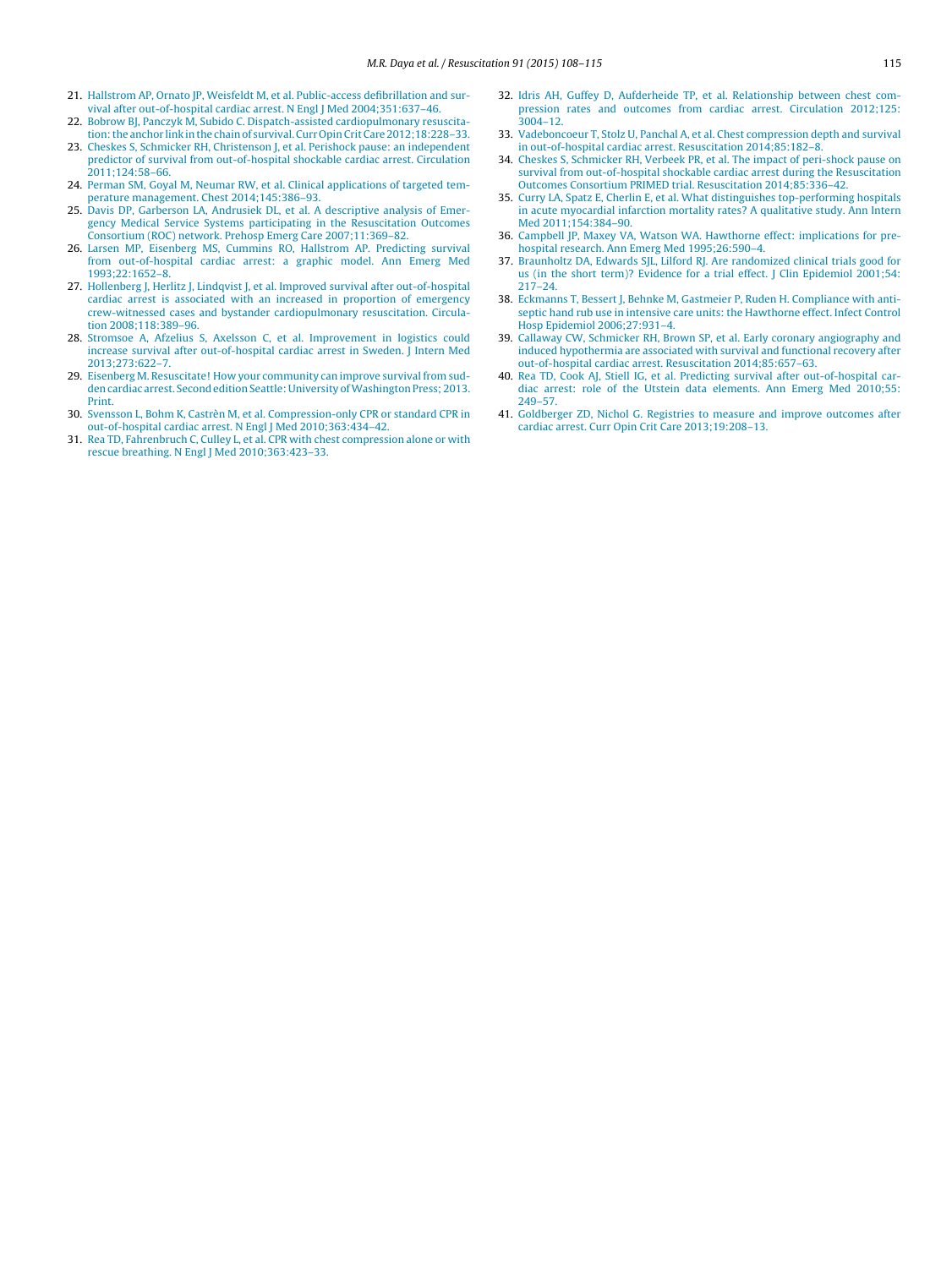21. Hallstrom AP, Ornato JP, Weisfeldt M, et al. Public-access defibrillation and survival after out-of-hospital cardiac arrest. N Engl J Med 2004;351:637–46.
22. Bobrow BJ, Panczyk M, Subido C. Dispatch-assisted cardiopulmonary resuscitation: the anchor link in the chain of survival. Curr Opin Crit Care 2012;18:228–33.
23. Cheskes S, Schmicker RH, Christenson J, et al. Perishock pause: an independent predictor of survival from out-of-hospital shockable cardiac arrest. Circulation 2011;124:58–66.
24. Perman SM, Goyal M, Neumar RW, et al. Clinical applications of targeted temperature management. Chest 2014;145:386–93.
25. Davis DP, Garberson LA, Andrusiek DL, et al. A descriptive analysis of Emergency Medical Service Systems participating in the Resuscitation Outcomes Consortium (ROC) network. Prehosp Emerg Care 2007;11:369–82.
26. Larsen MP, Eisenberg MS, Cummins RO, Hallstrom AP. Predicting survival from out-of-hospital cardiac arrest: a graphic model. Ann Emerg Med 1993;22:1652–8.
27. Hollenberg J, Herlitz J, Lindqvist J, et al. Improved survival after out-of-hospital cardiac arrest is associated with an increased in proportion of emergency crew-witnessed cases and bystander cardiopulmonary resuscitation. Circulation 2008;118:389–96.
28. Stromsoe A, Afzelius S, Axelsson C, et al. Improvement in logistics could increase survival after out-of-hospital cardiac arrest in Sweden. J Intern Med 2013;273:622–7.
29. Eisenberg M. Resuscitate! How your community can improve survival from sudden cardiac arrest. Second edition Seattle: University of Washington Press; 2013. Print.
30. Svensson L, Bohm K, Castrèn M, et al. Compression-only CPR or standard CPR in out-of-hospital cardiac arrest. N Engl J Med 2010;363:434–42.
31. Rea TD, Fahrenbruch C, Culley L, et al. CPR with chest compression alone or with rescue breathing. N Engl J Med 2010;363:423–33.
32. Idris AH, Guffey D, Aufderheide TP, et al. Relationship between chest compression rates and outcomes from cardiac arrest. Circulation 2012;125: 3004–12.
33. Vadeboncoeur T, Stolz U, Panchal A, et al. Chest compression depth and survival in out-of-hospital cardiac arrest. Resuscitation 2014;85:182–8.
34. Cheskes S, Schmicker RH, Verbeek PR, et al. The impact of peri-shock pause on survival from out-of-hospital shockable cardiac arrest during the Resuscitation Outcomes Consortium PRIMED trial. Resuscitation 2014;85:336–42.
35. Curry LA, Spatz E, Cherlin E, et al. What distinguishes top-performing hospitals in acute myocardial infarction mortality rates? A qualitative study. Ann Intern Med 2011;154:384–90.
36. Campbell JP, Maxey VA, Watson WA. Hawthorne effect: implications for prehospital research. Ann Emerg Med 1995;26:590–4.
37. Braunholtz DA, Edwards SJL, Lilford RJ. Are randomized clinical trials good for us (in the short term)? Evidence for a trial effect. J Clin Epidemiol 2001;54: 217–24.
38. Eckmanns T, Bessert J, Behnke M, Gastmeier P, Ruden H. Compliance with antiseptic hand rub use in intensive care units: the Hawthorne effect. Infect Control Hosp Epidemiol 2006;27:931–4.
39. Callaway CW, Schmicker RH, Brown SP, et al. Early coronary angiography and induced hypothermia are associated with survival and functional recovery after out-of-hospital cardiac arrest. Resuscitation 2014;85:657–63.
40. Rea TD, Cook AJ, Stiell IG, et al. Predicting survival after out-of-hospital cardiac arrest: role of the Utstein data elements. Ann Emerg Med 2010;55: 249–57.
41. Goldberger ZD, Nichol G. Registries to measure and improve outcomes after cardiac arrest. Curr Opin Crit Care 2013;19:208–13.